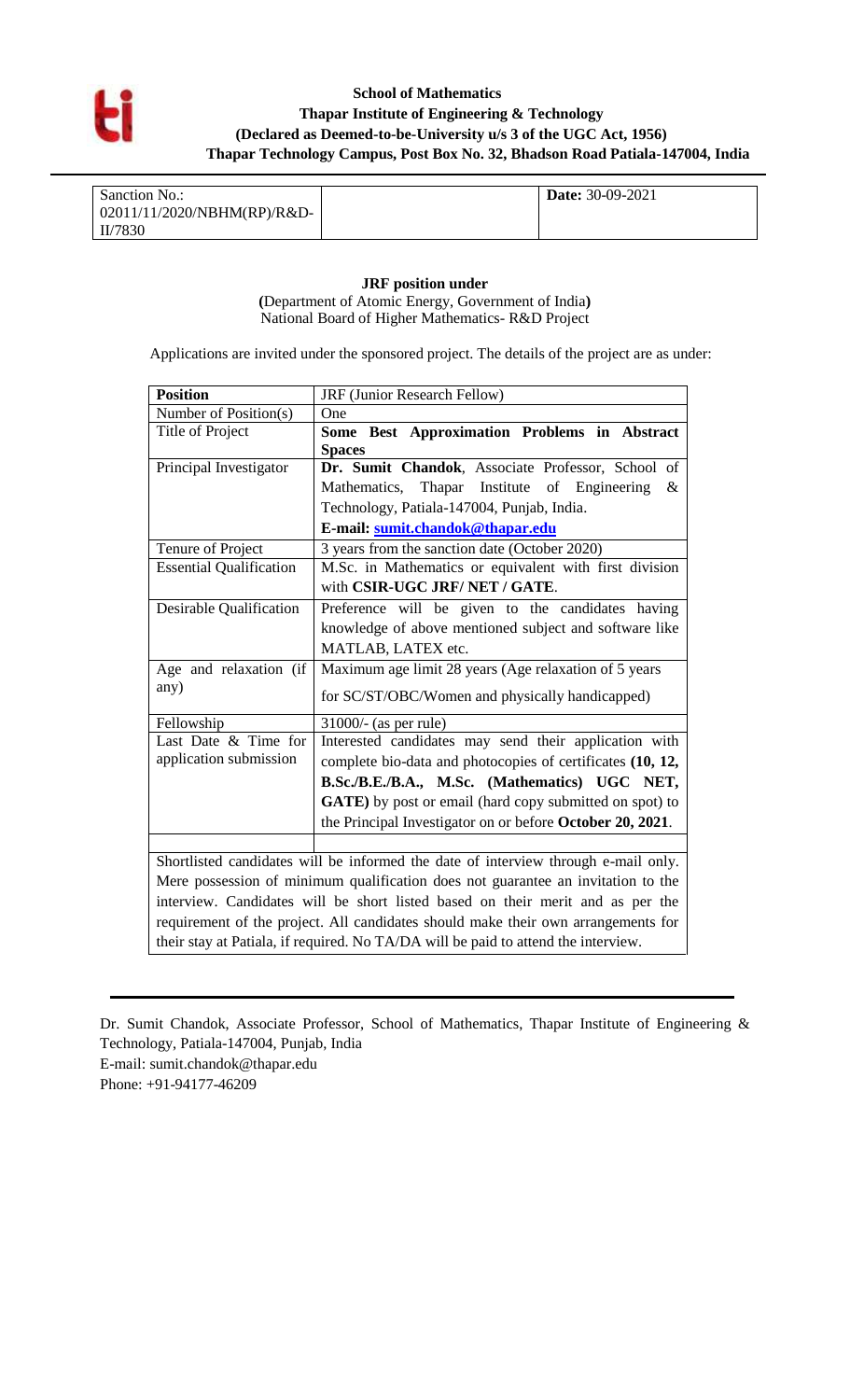**School of Mathematics**
**Thapar Institute of Engineering & Technology**
**(Declared as Deemed-to-be-University u/s 3 of the UGC Act, 1956)**
**Thapar Technology Campus, Post Box No. 32, Bhadson Road Patiala-147004, India**

| Sanction No.: 02011/11/2020/NBHM(RP)/R&D-II/7830 | | **Date:** 30-09-2021 |
|---|---|---|

**JRF position under**
**(**Department of Atomic Energy, Government of India**)**
National Board of Higher Mathematics- R&D Project

Applications are invited under the sponsored project. The details of the project are as under:

| **Position** | JRF (Junior Research Fellow) |
|---|---|
| Number of Position(s) | One |
| Title of Project | **Some Best Approximation Problems in Abstract Spaces** |
| Principal Investigator | **Dr. Sumit Chandok**, Associate Professor, School of Mathematics, Thapar Institute of Engineering & Technology, Patiala-147004, Punjab, India. **E-mail: sumit.chandok@thapar.edu** |
| Tenure of Project | 3 years from the sanction date (October 2020) |
| Essential Qualification | M.Sc. in Mathematics or equivalent with first division with **CSIR-UGC JRF/ NET / GATE**. |
| Desirable Qualification | Preference will be given to the candidates having knowledge of above mentioned subject and software like MATLAB, LATEX etc. |
| Age and relaxation (if any) | Maximum age limit 28 years (Age relaxation of 5 years for SC/ST/OBC/Women and physically handicapped) |
| Fellowship | 31000/- (as per rule) |
| Last Date & Time for application submission | Interested candidates may send their application with complete bio-data and photocopies of certificates **(10, 12, B.Sc./B.E./B.A., M.Sc. (Mathematics) UGC NET, GATE)** by post or email (hard copy submitted on spot) to the Principal Investigator on or before **October 20, 2021**. |

Shortlisted candidates will be informed the date of interview through e-mail only. Mere possession of minimum qualification does not guarantee an invitation to the interview. Candidates will be short listed based on their merit and as per the requirement of the project. All candidates should make their own arrangements for their stay at Patiala, if required. No TA/DA will be paid to attend the interview.

---

Dr. Sumit Chandok, Associate Professor, School of Mathematics, Thapar Institute of Engineering & Technology, Patiala-147004, Punjab, India
E-mail: sumit.chandok@thapar.edu
Phone: +91-94177-46209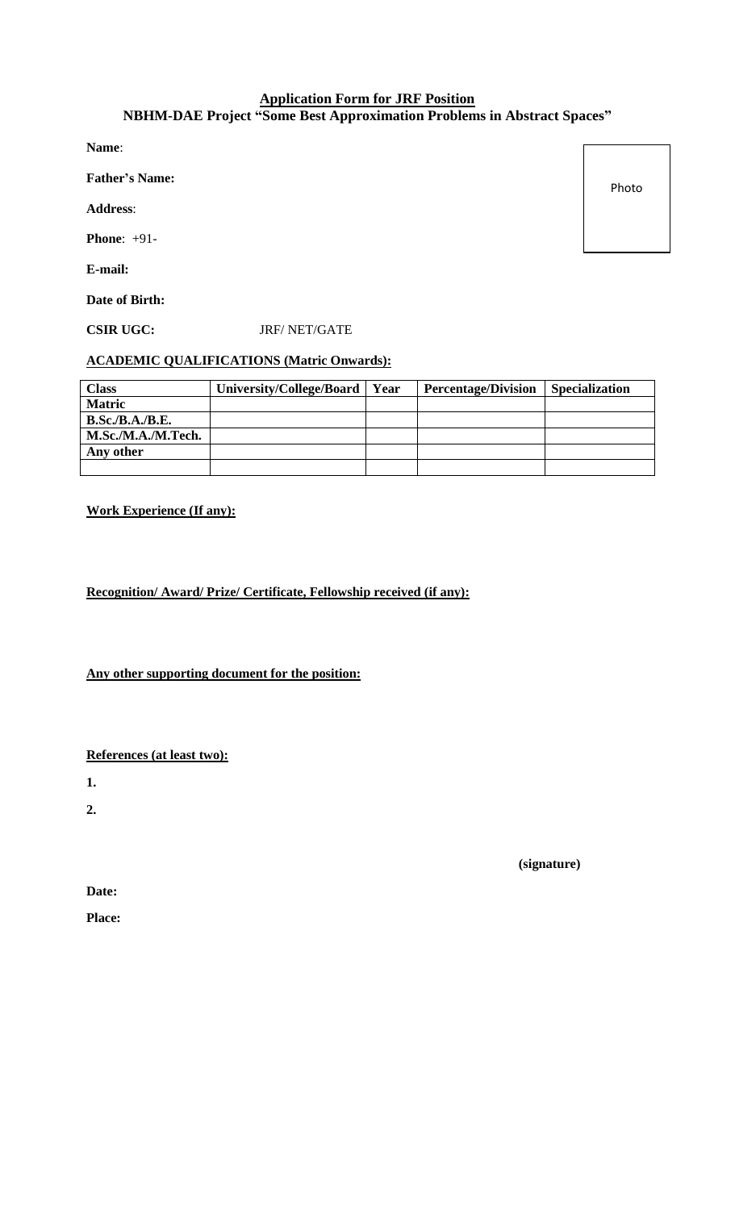**Application Form for JRF Position**

**NBHM-DAE Project "Some Best Approximation Problems in Abstract Spaces"**

**Name**:

**Father's Name:**

**Address**:

**Phone**: +91-

**E-mail:**

**Date of Birth:**

Photo

**CSIR UGC:** JRF/ NET/GATE

**ACADEMIC QUALIFICATIONS (Matric Onwards):**

| Class | University/College/Board | Year | Percentage/Division | Specialization |
|---|---|---|---|---|
| **Matric** | | | | |
| **B.Sc./B.A./B.E.** | | | | |
| **M.Sc./M.A./M.Tech.** | | | | |
| **Any other** | | | | |
| | | | | |

**Work Experience (If any):**

**Recognition/ Award/ Prize/ Certificate, Fellowship received (if any):**

**Any other supporting document for the position:**

**References (at least two):**

**1.**

**2.**

**(signature)**

**Date:**

**Place:**